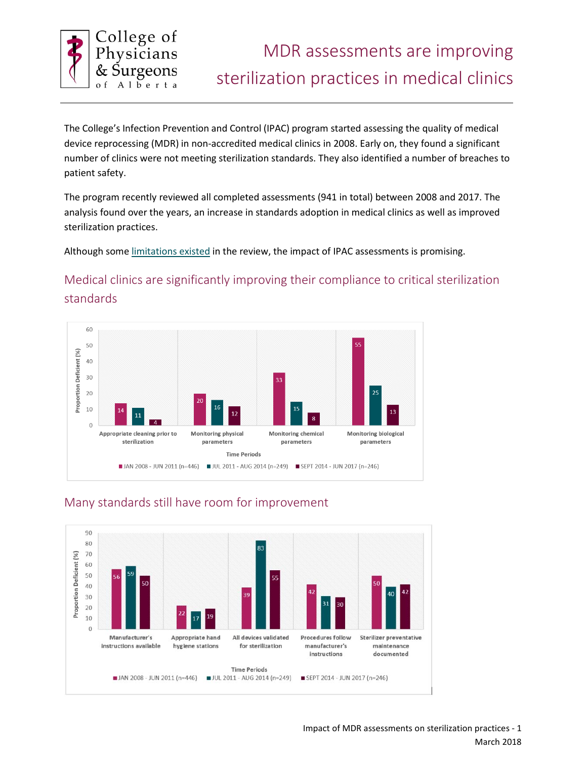College of Physicians & Surgeons of Alberta

# MDR assessments are improving sterilization practices in medical clinics

The College's Infection Prevention and Control (IPAC) program started assessing the quality of medical device reprocessing (MDR) in non-accredited medical clinics in 2008. Early on, they found a significant number of clinics were not meeting sterilization standards. They also identified a number of breaches to patient safety.

The program recently reviewed all completed assessments (941 in total) between 2008 and 2017. The analysis found over the years, an increase in standards adoption in medical clinics as well as improved sterilization practices.

Although some limitations existed in the review, the impact of IPAC assessments is promising.

## Medical clinics are significantly improving their compliance to critical sterilization standards

Proportion Deficient (%), by Time Periods

| | JAN 2008 - JUN 2011 (n=446) | JUL 2011 - AUG 2014 (n=249) | SEPT 2014 - JUN 2017 (n=246) |
|---|---|---|---|
| Appropriate cleaning prior to sterilization | 14 | 11 | 4 |
| Monitoring physical parameters | 20 | 16 | 12 |
| Monitoring chemical parameters | 33 | 15 | 8 |
| Monitoring biological parameters | 55 | 25 | 13 |

## Many standards still have room for improvement

Proportion Deficient (%), by Time Periods

| | JAN 2008 - JUN 2011 (n=446) | JUL 2011 - AUG 2014 (n=249) | SEPT 2014 - JUN 2017 (n=246) |
|---|---|---|---|
| Manufacturer's instructions available | 56 | 59 | 50 |
| Appropriate hand hygiene stations | 22 | 17 | 19 |
| All devices validated for sterilization | 39 | 83 | 55 |
| Procedures follow manufacturer's instructions | 42 | 31 | 30 |
| Sterilizer preventative maintenance documented | 50 | 40 | 42 |

Impact of MDR assessments on sterilization practices

March 2018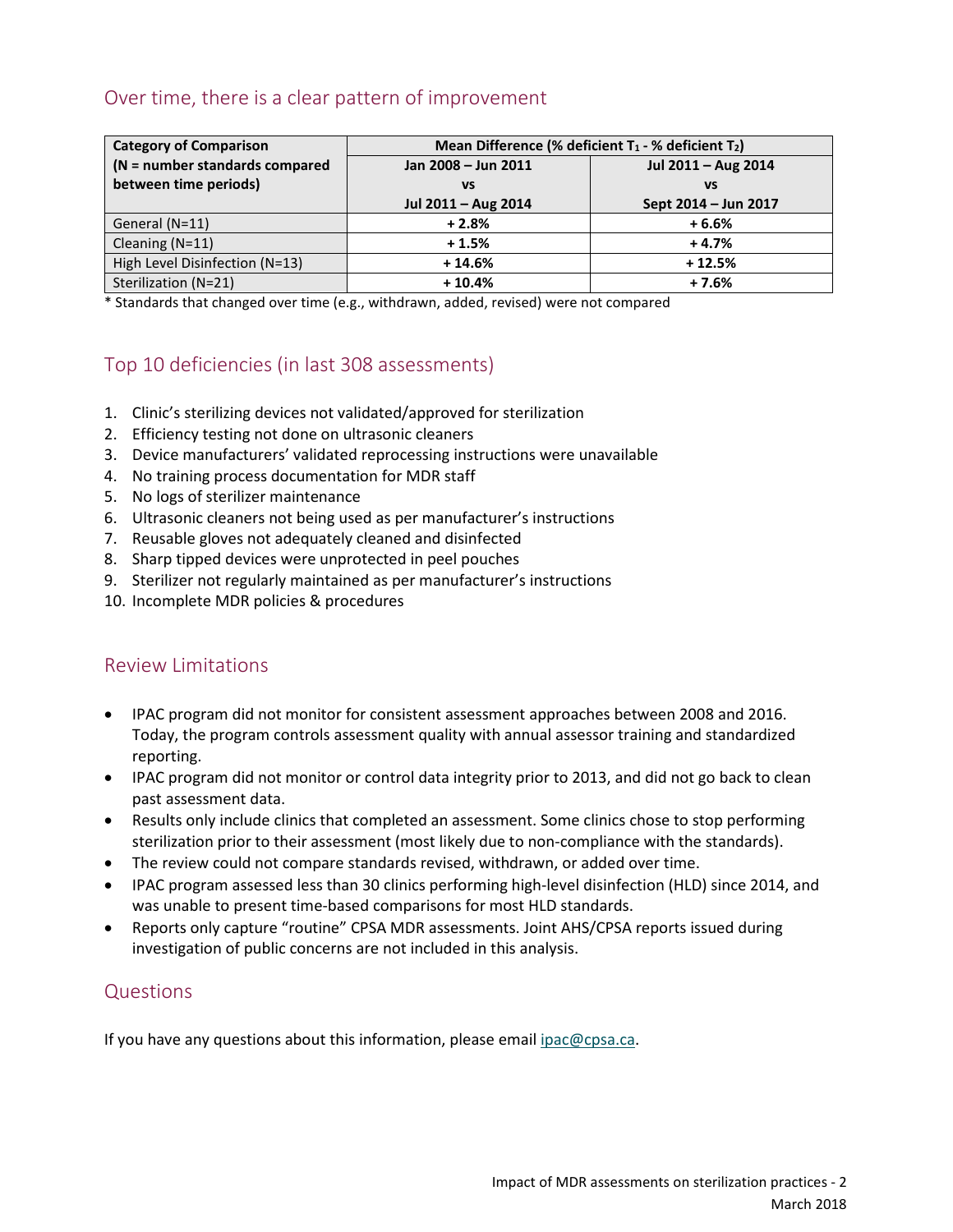## Over time, there is a clear pattern of improvement

| Category of Comparison (N = number standards compared between time periods) | Mean Difference (% deficient $T_1$ - % deficient $T_2$) | |
|---|---|---|
| | Jan 2008 – Jun 2011 vs Jul 2011 – Aug 2014 | Jul 2011 – Aug 2014 vs Sept 2014 – Jun 2017 |
| General (N=11) | + 2.8% | + 6.6% |
| Cleaning (N=11) | + 1.5% | + 4.7% |
| High Level Disinfection (N=13) | + 14.6% | + 12.5% |
| Sterilization (N=21) | + 10.4% | + 7.6% |

* Standards that changed over time (e.g., withdrawn, added, revised) were not compared

## Top 10 deficiencies (in last 308 assessments)

1. Clinic's sterilizing devices not validated/approved for sterilization
2. Efficiency testing not done on ultrasonic cleaners
3. Device manufacturers' validated reprocessing instructions were unavailable
4. No training process documentation for MDR staff
5. No logs of sterilizer maintenance
6. Ultrasonic cleaners not being used as per manufacturer's instructions
7. Reusable gloves not adequately cleaned and disinfected
8. Sharp tipped devices were unprotected in peel pouches
9. Sterilizer not regularly maintained as per manufacturer's instructions
10. Incomplete MDR policies & procedures

## Review Limitations

- IPAC program did not monitor for consistent assessment approaches between 2008 and 2016. Today, the program controls assessment quality with annual assessor training and standardized reporting.
- IPAC program did not monitor or control data integrity prior to 2013, and did not go back to clean past assessment data.
- Results only include clinics that completed an assessment. Some clinics chose to stop performing sterilization prior to their assessment (most likely due to non-compliance with the standards).
- The review could not compare standards revised, withdrawn, or added over time.
- IPAC program assessed less than 30 clinics performing high-level disinfection (HLD) since 2014, and was unable to present time-based comparisons for most HLD standards.
- Reports only capture "routine" CPSA MDR assessments. Joint AHS/CPSA reports issued during investigation of public concerns are not included in this analysis.

## Questions

If you have any questions about this information, please email ipac@cpsa.ca.